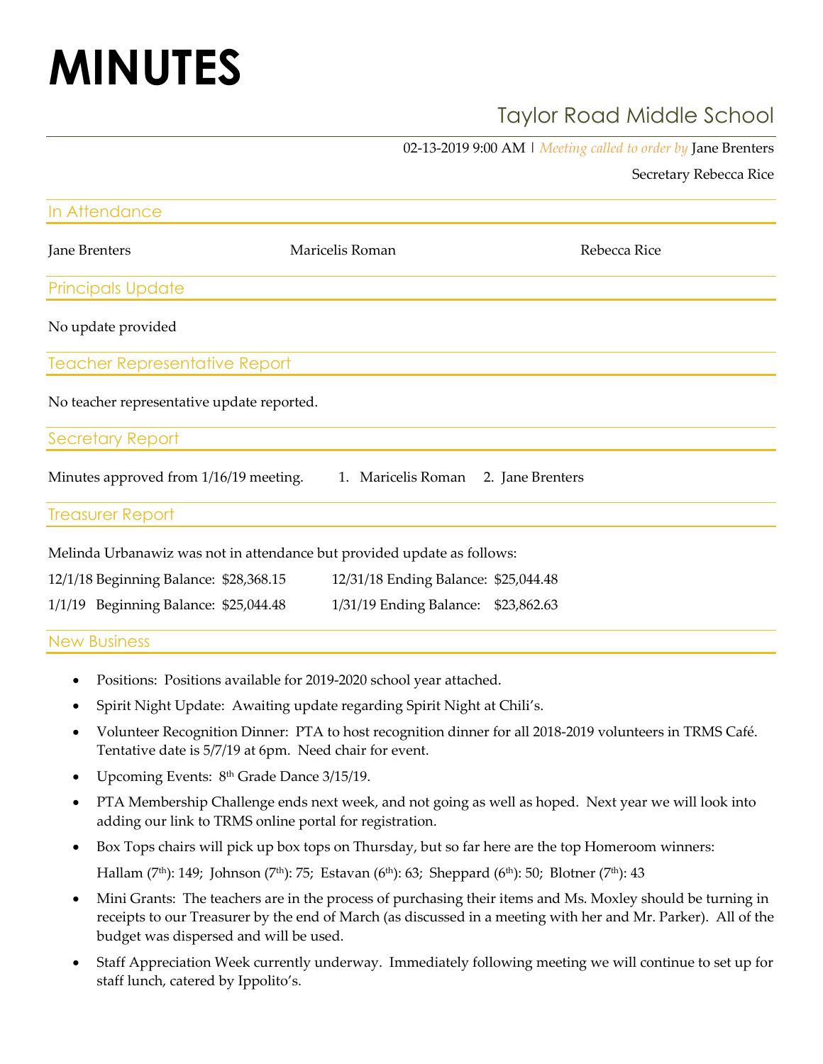# MINUTES

## Taylor Road Middle School

02-13-2019 9:00 AM | *Meeting called to order by* Jane Brenters

Secretary Rebecca Rice

### In Attendance

Jane Brenters Maricelis Roman Rebecca Rice

### Principals Update

No update provided

### Teacher Representative Report

No teacher representative update reported.

### Secretary Report

Minutes approved from 1/16/19 meeting. 1. Maricelis Roman 2. Jane Brenters

### Treasurer Report

Melinda Urbanawiz was not in attendance but provided update as follows:

| | | | |
|---|---|---|---|
| 12/1/18 Beginning Balance: | $28,368.15 | 12/31/18 Ending Balance: | $25,044.48 |
| 1/1/19 Beginning Balance: | $25,044.48 | 1/31/19 Ending Balance: | $23,862.63 |

### New Business

- Positions: Positions available for 2019-2020 school year attached.
- Spirit Night Update: Awaiting update regarding Spirit Night at Chili's.
- Volunteer Recognition Dinner: PTA to host recognition dinner for all 2018-2019 volunteers in TRMS Café. Tentative date is 5/7/19 at 6pm. Need chair for event.
- Upcoming Events: 8th Grade Dance 3/15/19.
- PTA Membership Challenge ends next week, and not going as well as hoped. Next year we will look into adding our link to TRMS online portal for registration.
- Box Tops chairs will pick up box tops on Thursday, but so far here are the top Homeroom winners:

  Hallam (7th): 149; Johnson (7th): 75; Estavan (6th): 63; Sheppard (6th): 50; Blotner (7th): 43
- Mini Grants: The teachers are in the process of purchasing their items and Ms. Moxley should be turning in receipts to our Treasurer by the end of March (as discussed in a meeting with her and Mr. Parker). All of the budget was dispersed and will be used.
- Staff Appreciation Week currently underway. Immediately following meeting we will continue to set up for staff lunch, catered by Ippolito's.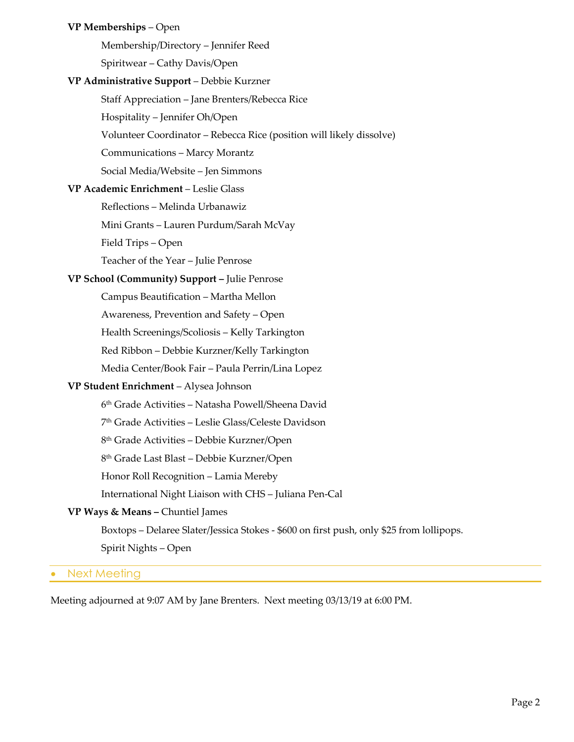**VP Memberships** – Open

- Membership/Directory – Jennifer Reed
- Spiritwear – Cathy Davis/Open

**VP Administrative Support** – Debbie Kurzner

- Staff Appreciation – Jane Brenters/Rebecca Rice
- Hospitality – Jennifer Oh/Open
- Volunteer Coordinator – Rebecca Rice (position will likely dissolve)
- Communications – Marcy Morantz
- Social Media/Website – Jen Simmons

**VP Academic Enrichment** – Leslie Glass

- Reflections – Melinda Urbanawiz
- Mini Grants – Lauren Purdum/Sarah McVay
- Field Trips – Open
- Teacher of the Year – Julie Penrose

**VP School (Community) Support –** Julie Penrose

- Campus Beautification – Martha Mellon
- Awareness, Prevention and Safety – Open
- Health Screenings/Scoliosis – Kelly Tarkington
- Red Ribbon – Debbie Kurzner/Kelly Tarkington
- Media Center/Book Fair – Paula Perrin/Lina Lopez

**VP Student Enrichment** – Alysea Johnson

- 6th Grade Activities – Natasha Powell/Sheena David
- 7th Grade Activities – Leslie Glass/Celeste Davidson
- 8th Grade Activities – Debbie Kurzner/Open
- 8th Grade Last Blast – Debbie Kurzner/Open
- Honor Roll Recognition – Lamia Mereby
- International Night Liaison with CHS – Juliana Pen-Cal

**VP Ways & Means –** Chuntiel James

- Boxtops – Delaree Slater/Jessica Stokes - $600 on first push, only $25 from lollipops.
- Spirit Nights – Open

## Next Meeting

Meeting adjourned at 9:07 AM by Jane Brenters. Next meeting 03/13/19 at 6:00 PM.